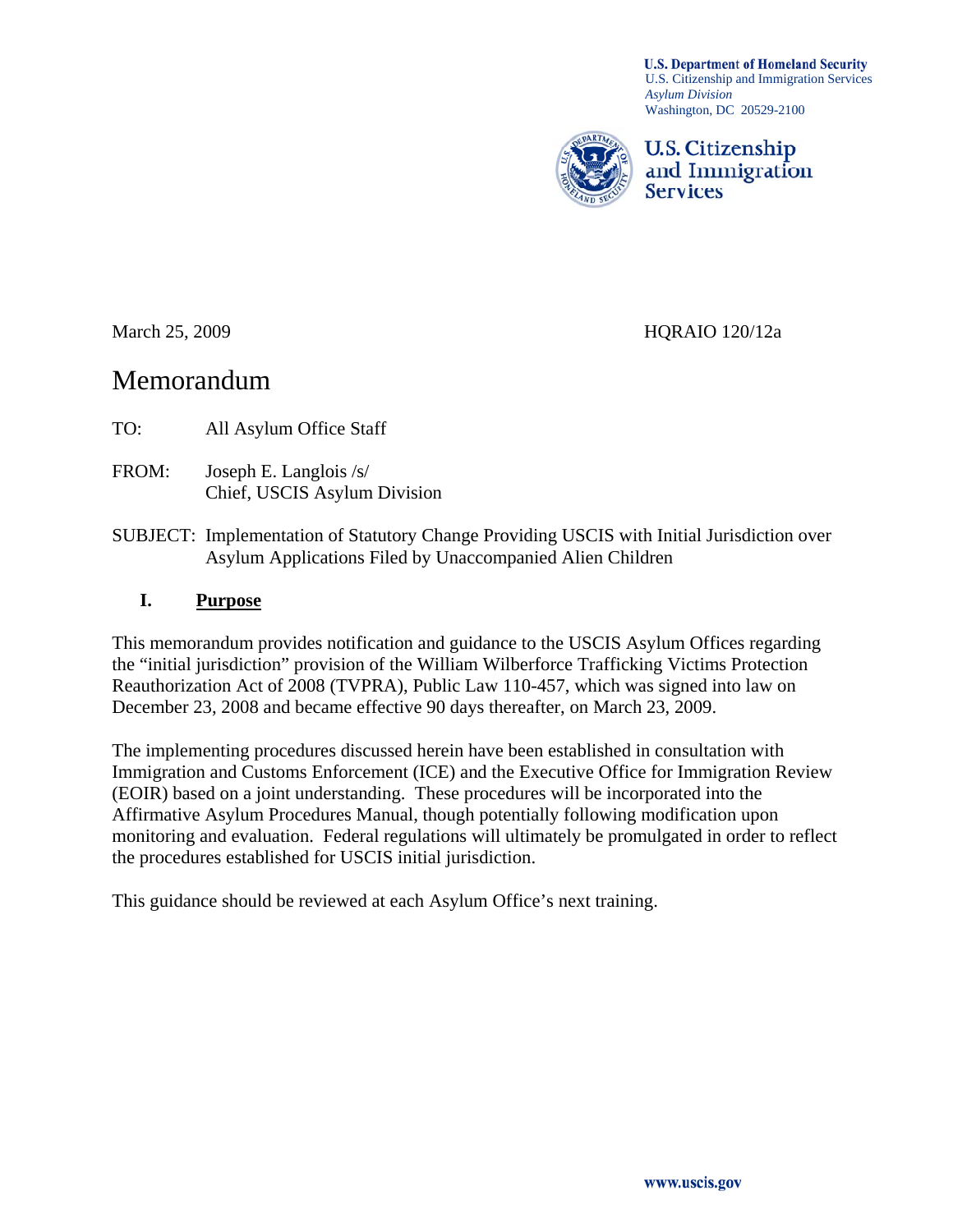**U.S. Department of Homeland Security**
U.S. Citizenship and Immigration Services
*Asylum Division*
Washington, DC 20529-2100

**U.S. Citizenship and Immigration Services**

March 25, 2009 HQRAIO 120/12a

# Memorandum

TO: All Asylum Office Staff

FROM: Joseph E. Langlois /s/
Chief, USCIS Asylum Division

SUBJECT: Implementation of Statutory Change Providing USCIS with Initial Jurisdiction over Asylum Applications Filed by Unaccompanied Alien Children

## I. Purpose

This memorandum provides notification and guidance to the USCIS Asylum Offices regarding the "initial jurisdiction" provision of the William Wilberforce Trafficking Victims Protection Reauthorization Act of 2008 (TVPRA), Public Law 110-457, which was signed into law on December 23, 2008 and became effective 90 days thereafter, on March 23, 2009.

The implementing procedures discussed herein have been established in consultation with Immigration and Customs Enforcement (ICE) and the Executive Office for Immigration Review (EOIR) based on a joint understanding. These procedures will be incorporated into the Affirmative Asylum Procedures Manual, though potentially following modification upon monitoring and evaluation. Federal regulations will ultimately be promulgated in order to reflect the procedures established for USCIS initial jurisdiction.

This guidance should be reviewed at each Asylum Office's next training.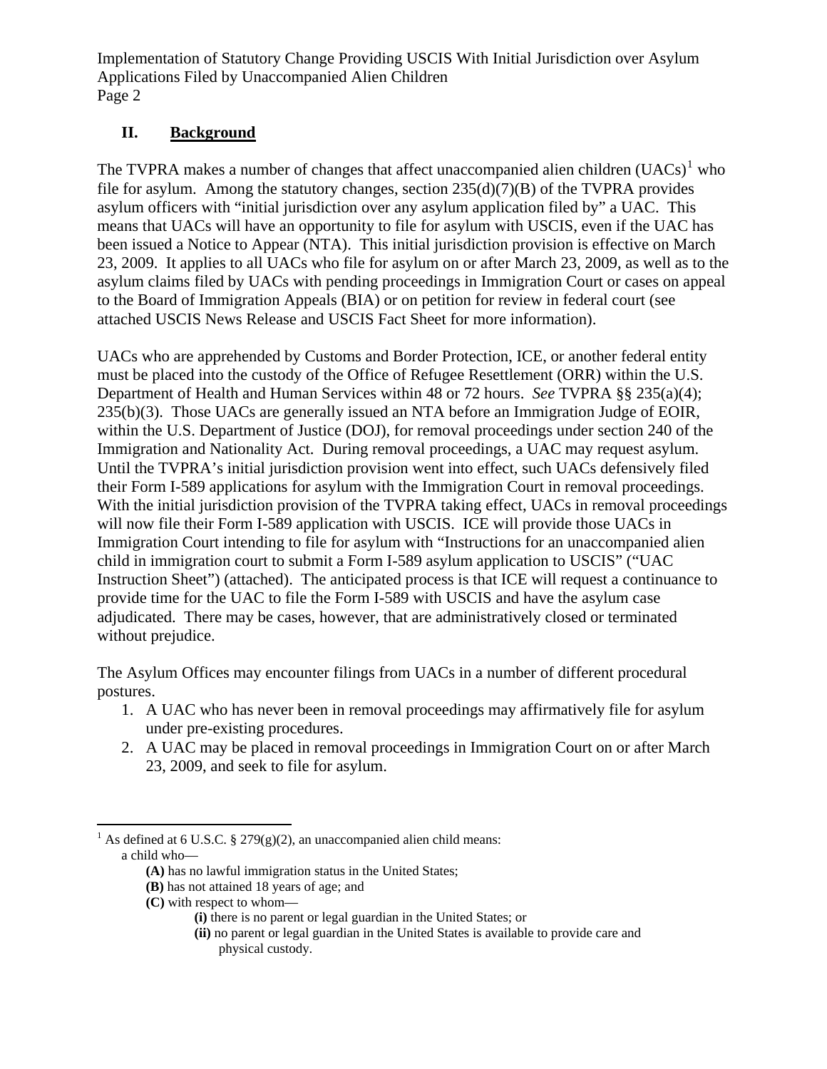## II. Background

The TVPRA makes a number of changes that affect unaccompanied alien children (UACs)[1] who file for asylum. Among the statutory changes, section 235(d)(7)(B) of the TVPRA provides asylum officers with "initial jurisdiction over any asylum application filed by" a UAC. This means that UACs will have an opportunity to file for asylum with USCIS, even if the UAC has been issued a Notice to Appear (NTA). This initial jurisdiction provision is effective on March 23, 2009. It applies to all UACs who file for asylum on or after March 23, 2009, as well as to the asylum claims filed by UACs with pending proceedings in Immigration Court or cases on appeal to the Board of Immigration Appeals (BIA) or on petition for review in federal court (see attached USCIS News Release and USCIS Fact Sheet for more information).

UACs who are apprehended by Customs and Border Protection, ICE, or another federal entity must be placed into the custody of the Office of Refugee Resettlement (ORR) within the U.S. Department of Health and Human Services within 48 or 72 hours. *See* TVPRA §§ 235(a)(4); 235(b)(3). Those UACs are generally issued an NTA before an Immigration Judge of EOIR, within the U.S. Department of Justice (DOJ), for removal proceedings under section 240 of the Immigration and Nationality Act. During removal proceedings, a UAC may request asylum. Until the TVPRA's initial jurisdiction provision went into effect, such UACs defensively filed their Form I-589 applications for asylum with the Immigration Court in removal proceedings. With the initial jurisdiction provision of the TVPRA taking effect, UACs in removal proceedings will now file their Form I-589 application with USCIS. ICE will provide those UACs in Immigration Court intending to file for asylum with "Instructions for an unaccompanied alien child in immigration court to submit a Form I-589 asylum application to USCIS" ("UAC Instruction Sheet") (attached). The anticipated process is that ICE will request a continuance to provide time for the UAC to file the Form I-589 with USCIS and have the asylum case adjudicated. There may be cases, however, that are administratively closed or terminated without prejudice.

The Asylum Offices may encounter filings from UACs in a number of different procedural postures.

1. A UAC who has never been in removal proceedings may affirmatively file for asylum under pre-existing procedures.
2. A UAC may be placed in removal proceedings in Immigration Court on or after March 23, 2009, and seek to file for asylum.

---

[1] As defined at 6 U.S.C. § 279(g)(2), an unaccompanied alien child means:
a child who—
- **(A)** has no lawful immigration status in the United States;
- **(B)** has not attained 18 years of age; and
- **(C)** with respect to whom—
  - **(i)** there is no parent or legal guardian in the United States; or
  - **(ii)** no parent or legal guardian in the United States is available to provide care and physical custody.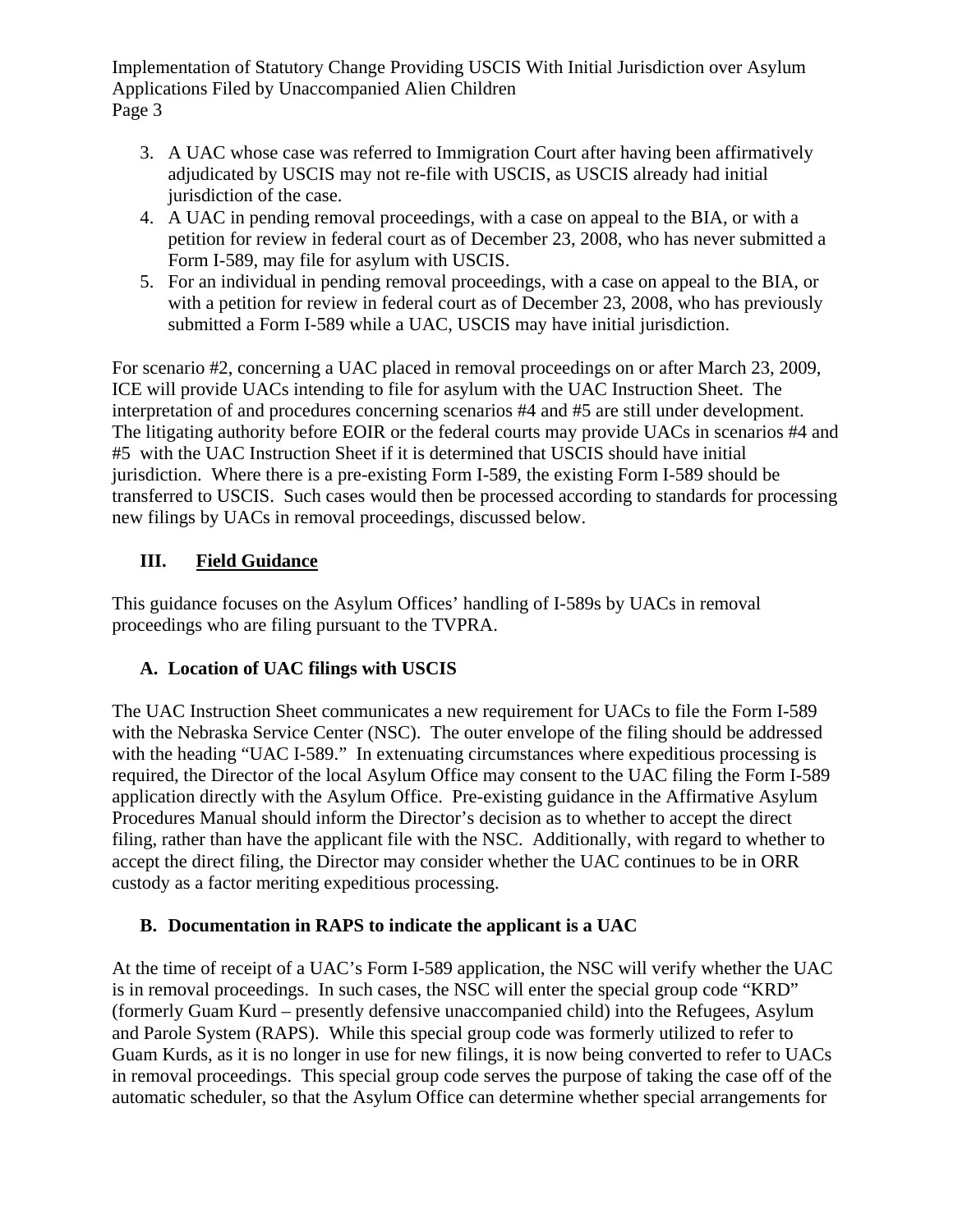3. A UAC whose case was referred to Immigration Court after having been affirmatively adjudicated by USCIS may not re-file with USCIS, as USCIS already had initial jurisdiction of the case.
4. A UAC in pending removal proceedings, with a case on appeal to the BIA, or with a petition for review in federal court as of December 23, 2008, who has never submitted a Form I-589, may file for asylum with USCIS.
5. For an individual in pending removal proceedings, with a case on appeal to the BIA, or with a petition for review in federal court as of December 23, 2008, who has previously submitted a Form I-589 while a UAC, USCIS may have initial jurisdiction.

For scenario #2, concerning a UAC placed in removal proceedings on or after March 23, 2009, ICE will provide UACs intending to file for asylum with the UAC Instruction Sheet. The interpretation of and procedures concerning scenarios #4 and #5 are still under development. The litigating authority before EOIR or the federal courts may provide UACs in scenarios #4 and #5 with the UAC Instruction Sheet if it is determined that USCIS should have initial jurisdiction. Where there is a pre-existing Form I-589, the existing Form I-589 should be transferred to USCIS. Such cases would then be processed according to standards for processing new filings by UACs in removal proceedings, discussed below.

## III. Field Guidance

This guidance focuses on the Asylum Offices' handling of I-589s by UACs in removal proceedings who are filing pursuant to the TVPRA.

### A. Location of UAC filings with USCIS

The UAC Instruction Sheet communicates a new requirement for UACs to file the Form I-589 with the Nebraska Service Center (NSC). The outer envelope of the filing should be addressed with the heading "UAC I-589." In extenuating circumstances where expeditious processing is required, the Director of the local Asylum Office may consent to the UAC filing the Form I-589 application directly with the Asylum Office. Pre-existing guidance in the Affirmative Asylum Procedures Manual should inform the Director's decision as to whether to accept the direct filing, rather than have the applicant file with the NSC. Additionally, with regard to whether to accept the direct filing, the Director may consider whether the UAC continues to be in ORR custody as a factor meriting expeditious processing.

### B. Documentation in RAPS to indicate the applicant is a UAC

At the time of receipt of a UAC's Form I-589 application, the NSC will verify whether the UAC is in removal proceedings. In such cases, the NSC will enter the special group code "KRD" (formerly Guam Kurd – presently defensive unaccompanied child) into the Refugees, Asylum and Parole System (RAPS). While this special group code was formerly utilized to refer to Guam Kurds, as it is no longer in use for new filings, it is now being converted to refer to UACs in removal proceedings. This special group code serves the purpose of taking the case off of the automatic scheduler, so that the Asylum Office can determine whether special arrangements for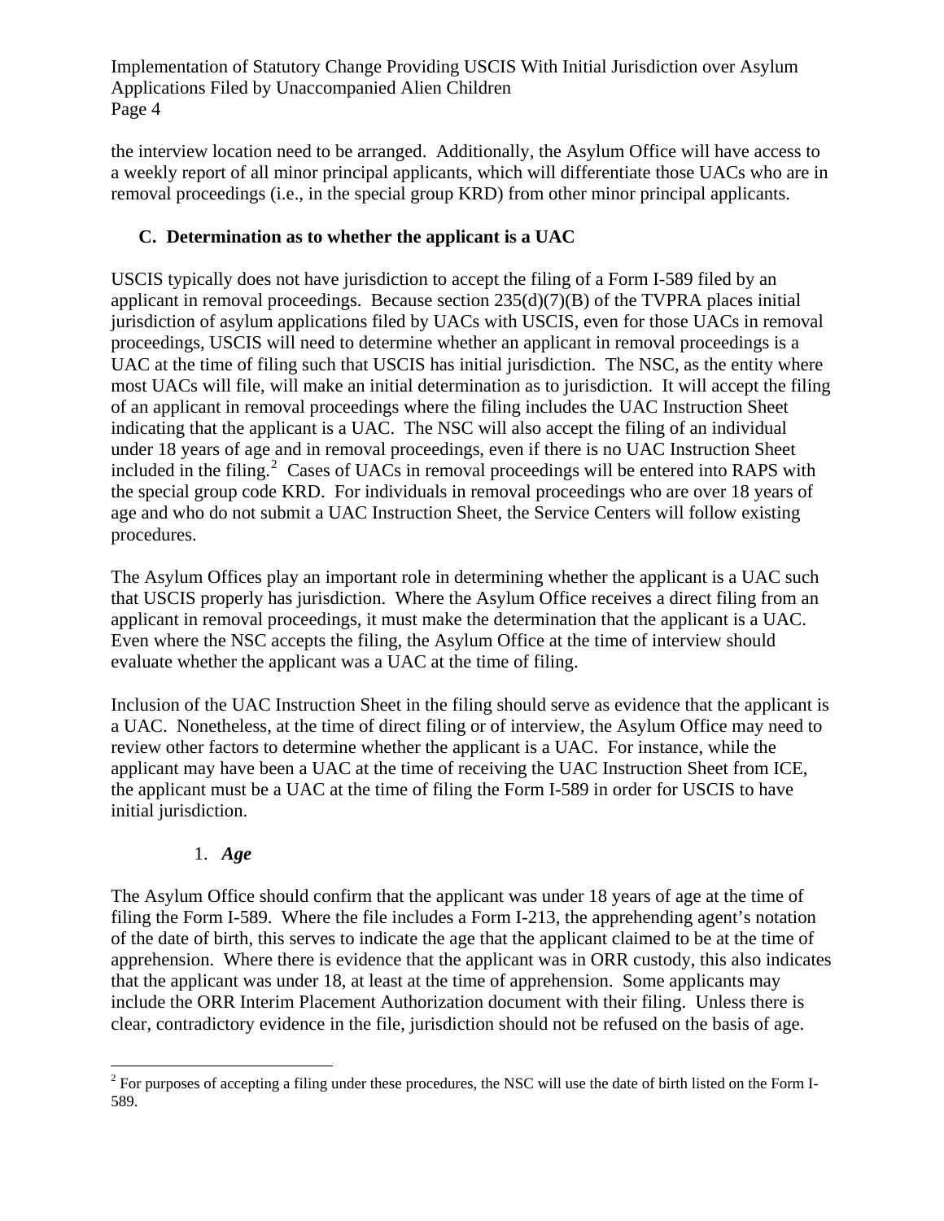the interview location need to be arranged. Additionally, the Asylum Office will have access to a weekly report of all minor principal applicants, which will differentiate those UACs who are in removal proceedings (i.e., in the special group KRD) from other minor principal applicants.

### C. Determination as to whether the applicant is a UAC

USCIS typically does not have jurisdiction to accept the filing of a Form I-589 filed by an applicant in removal proceedings. Because section 235(d)(7)(B) of the TVPRA places initial jurisdiction of asylum applications filed by UACs with USCIS, even for those UACs in removal proceedings, USCIS will need to determine whether an applicant in removal proceedings is a UAC at the time of filing such that USCIS has initial jurisdiction. The NSC, as the entity where most UACs will file, will make an initial determination as to jurisdiction. It will accept the filing of an applicant in removal proceedings where the filing includes the UAC Instruction Sheet indicating that the applicant is a UAC. The NSC will also accept the filing of an individual under 18 years of age and in removal proceedings, even if there is no UAC Instruction Sheet included in the filing.[2] Cases of UACs in removal proceedings will be entered into RAPS with the special group code KRD. For individuals in removal proceedings who are over 18 years of age and who do not submit a UAC Instruction Sheet, the Service Centers will follow existing procedures.

The Asylum Offices play an important role in determining whether the applicant is a UAC such that USCIS properly has jurisdiction. Where the Asylum Office receives a direct filing from an applicant in removal proceedings, it must make the determination that the applicant is a UAC. Even where the NSC accepts the filing, the Asylum Office at the time of interview should evaluate whether the applicant was a UAC at the time of filing.

Inclusion of the UAC Instruction Sheet in the filing should serve as evidence that the applicant is a UAC. Nonetheless, at the time of direct filing or of interview, the Asylum Office may need to review other factors to determine whether the applicant is a UAC. For instance, while the applicant may have been a UAC at the time of receiving the UAC Instruction Sheet from ICE, the applicant must be a UAC at the time of filing the Form I-589 in order for USCIS to have initial jurisdiction.

#### 1. *Age*

The Asylum Office should confirm that the applicant was under 18 years of age at the time of filing the Form I-589. Where the file includes a Form I-213, the apprehending agent's notation of the date of birth, this serves to indicate the age that the applicant claimed to be at the time of apprehension. Where there is evidence that the applicant was in ORR custody, this also indicates that the applicant was under 18, at least at the time of apprehension. Some applicants may include the ORR Interim Placement Authorization document with their filing. Unless there is clear, contradictory evidence in the file, jurisdiction should not be refused on the basis of age.

---

[2] For purposes of accepting a filing under these procedures, the NSC will use the date of birth listed on the Form I-589.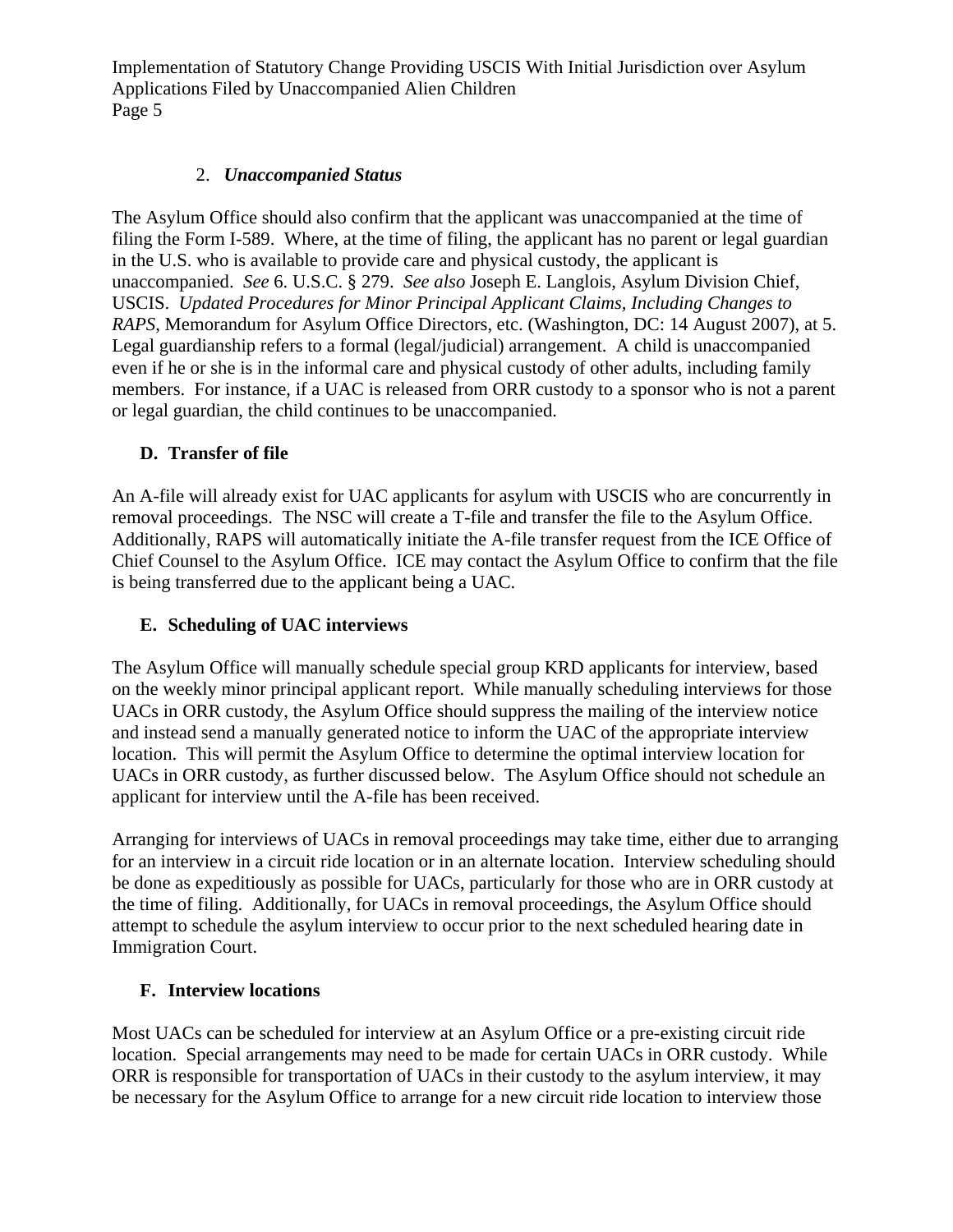2. ***Unaccompanied Status***

The Asylum Office should also confirm that the applicant was unaccompanied at the time of filing the Form I-589. Where, at the time of filing, the applicant has no parent or legal guardian in the U.S. who is available to provide care and physical custody, the applicant is unaccompanied. *See* 6. U.S.C. § 279. *See also* Joseph E. Langlois, Asylum Division Chief, USCIS. *Updated Procedures for Minor Principal Applicant Claims, Including Changes to RAPS*, Memorandum for Asylum Office Directors, etc. (Washington, DC: 14 August 2007), at 5. Legal guardianship refers to a formal (legal/judicial) arrangement. A child is unaccompanied even if he or she is in the informal care and physical custody of other adults, including family members. For instance, if a UAC is released from ORR custody to a sponsor who is not a parent or legal guardian, the child continues to be unaccompanied.

### D. Transfer of file

An A-file will already exist for UAC applicants for asylum with USCIS who are concurrently in removal proceedings. The NSC will create a T-file and transfer the file to the Asylum Office. Additionally, RAPS will automatically initiate the A-file transfer request from the ICE Office of Chief Counsel to the Asylum Office. ICE may contact the Asylum Office to confirm that the file is being transferred due to the applicant being a UAC.

### E. Scheduling of UAC interviews

The Asylum Office will manually schedule special group KRD applicants for interview, based on the weekly minor principal applicant report. While manually scheduling interviews for those UACs in ORR custody, the Asylum Office should suppress the mailing of the interview notice and instead send a manually generated notice to inform the UAC of the appropriate interview location. This will permit the Asylum Office to determine the optimal interview location for UACs in ORR custody, as further discussed below. The Asylum Office should not schedule an applicant for interview until the A-file has been received.

Arranging for interviews of UACs in removal proceedings may take time, either due to arranging for an interview in a circuit ride location or in an alternate location. Interview scheduling should be done as expeditiously as possible for UACs, particularly for those who are in ORR custody at the time of filing. Additionally, for UACs in removal proceedings, the Asylum Office should attempt to schedule the asylum interview to occur prior to the next scheduled hearing date in Immigration Court.

### F. Interview locations

Most UACs can be scheduled for interview at an Asylum Office or a pre-existing circuit ride location. Special arrangements may need to be made for certain UACs in ORR custody. While ORR is responsible for transportation of UACs in their custody to the asylum interview, it may be necessary for the Asylum Office to arrange for a new circuit ride location to interview those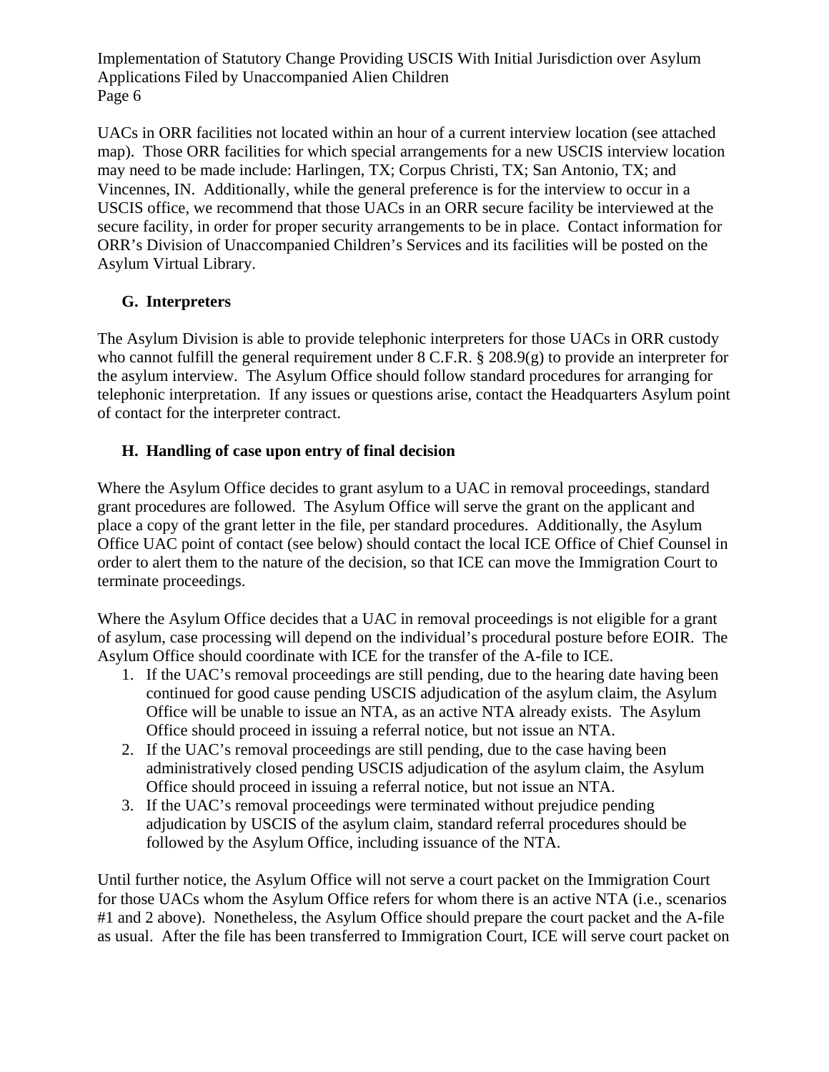UACs in ORR facilities not located within an hour of a current interview location (see attached map). Those ORR facilities for which special arrangements for a new USCIS interview location may need to be made include: Harlingen, TX; Corpus Christi, TX; San Antonio, TX; and Vincennes, IN. Additionally, while the general preference is for the interview to occur in a USCIS office, we recommend that those UACs in an ORR secure facility be interviewed at the secure facility, in order for proper security arrangements to be in place. Contact information for ORR's Division of Unaccompanied Children's Services and its facilities will be posted on the Asylum Virtual Library.

### G. Interpreters

The Asylum Division is able to provide telephonic interpreters for those UACs in ORR custody who cannot fulfill the general requirement under 8 C.F.R. § 208.9(g) to provide an interpreter for the asylum interview. The Asylum Office should follow standard procedures for arranging for telephonic interpretation. If any issues or questions arise, contact the Headquarters Asylum point of contact for the interpreter contract.

### H. Handling of case upon entry of final decision

Where the Asylum Office decides to grant asylum to a UAC in removal proceedings, standard grant procedures are followed. The Asylum Office will serve the grant on the applicant and place a copy of the grant letter in the file, per standard procedures. Additionally, the Asylum Office UAC point of contact (see below) should contact the local ICE Office of Chief Counsel in order to alert them to the nature of the decision, so that ICE can move the Immigration Court to terminate proceedings.

Where the Asylum Office decides that a UAC in removal proceedings is not eligible for a grant of asylum, case processing will depend on the individual's procedural posture before EOIR. The Asylum Office should coordinate with ICE for the transfer of the A-file to ICE.

1. If the UAC's removal proceedings are still pending, due to the hearing date having been continued for good cause pending USCIS adjudication of the asylum claim, the Asylum Office will be unable to issue an NTA, as an active NTA already exists. The Asylum Office should proceed in issuing a referral notice, but not issue an NTA.
2. If the UAC's removal proceedings are still pending, due to the case having been administratively closed pending USCIS adjudication of the asylum claim, the Asylum Office should proceed in issuing a referral notice, but not issue an NTA.
3. If the UAC's removal proceedings were terminated without prejudice pending adjudication by USCIS of the asylum claim, standard referral procedures should be followed by the Asylum Office, including issuance of the NTA.

Until further notice, the Asylum Office will not serve a court packet on the Immigration Court for those UACs whom the Asylum Office refers for whom there is an active NTA (i.e., scenarios #1 and 2 above). Nonetheless, the Asylum Office should prepare the court packet and the A-file as usual. After the file has been transferred to Immigration Court, ICE will serve court packet on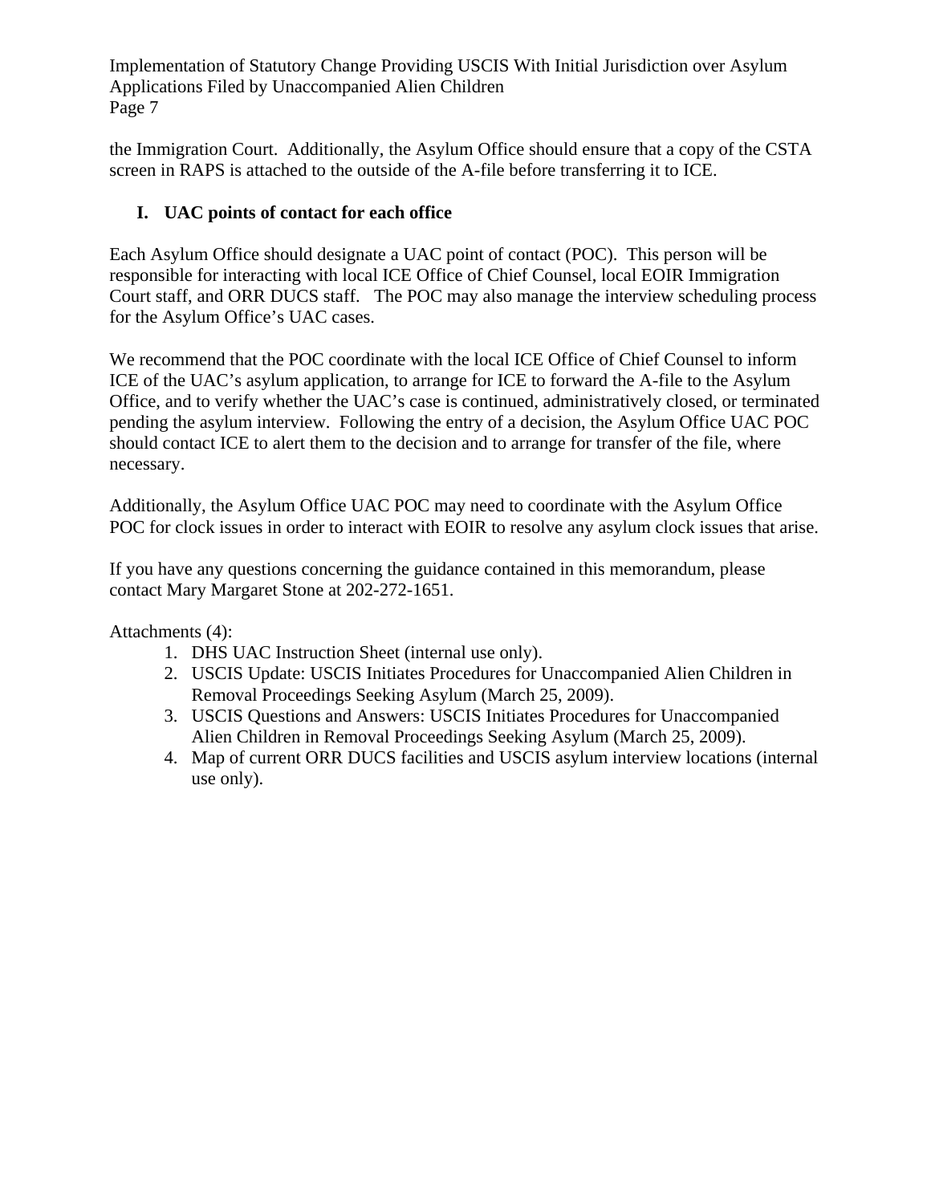the Immigration Court. Additionally, the Asylum Office should ensure that a copy of the CSTA screen in RAPS is attached to the outside of the A-file before transferring it to ICE.

### I. UAC points of contact for each office

Each Asylum Office should designate a UAC point of contact (POC). This person will be responsible for interacting with local ICE Office of Chief Counsel, local EOIR Immigration Court staff, and ORR DUCS staff. The POC may also manage the interview scheduling process for the Asylum Office's UAC cases.

We recommend that the POC coordinate with the local ICE Office of Chief Counsel to inform ICE of the UAC's asylum application, to arrange for ICE to forward the A-file to the Asylum Office, and to verify whether the UAC's case is continued, administratively closed, or terminated pending the asylum interview. Following the entry of a decision, the Asylum Office UAC POC should contact ICE to alert them to the decision and to arrange for transfer of the file, where necessary.

Additionally, the Asylum Office UAC POC may need to coordinate with the Asylum Office POC for clock issues in order to interact with EOIR to resolve any asylum clock issues that arise.

If you have any questions concerning the guidance contained in this memorandum, please contact Mary Margaret Stone at 202-272-1651.

Attachments (4):

1. DHS UAC Instruction Sheet (internal use only).
2. USCIS Update: USCIS Initiates Procedures for Unaccompanied Alien Children in Removal Proceedings Seeking Asylum (March 25, 2009).
3. USCIS Questions and Answers: USCIS Initiates Procedures for Unaccompanied Alien Children in Removal Proceedings Seeking Asylum (March 25, 2009).
4. Map of current ORR DUCS facilities and USCIS asylum interview locations (internal use only).